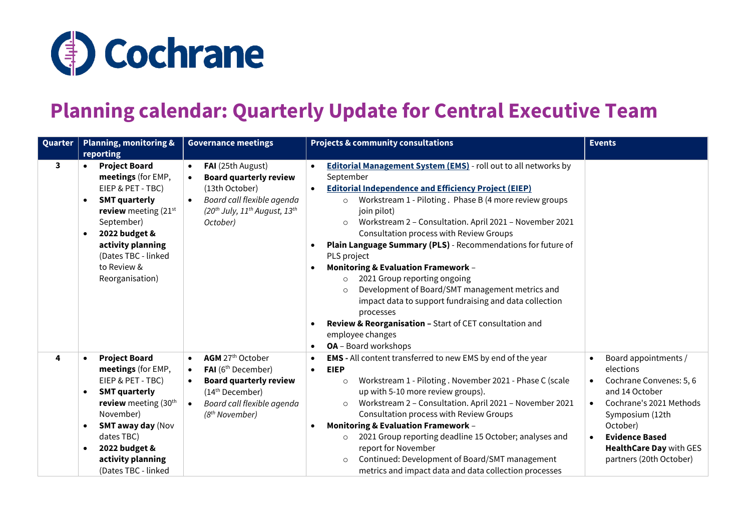# Cochrane

## Planning calendar: Quarterly Update for Central Executive Team

| Quarter | Planning, monitoring & reporting | Governance meetings | Projects & community consultations | Events |
|---|---|---|---|---|
| 3 | • **Project Board meetings** (for EMP, EIEP & PET - TBC)<br>• **SMT quarterly review** meeting (21st September)<br>• **2022 budget & activity planning** (Dates TBC - linked to Review & Reorganisation) | • **FAI** (25th August)<br>• **Board quarterly review** (13th October)<br>• *Board call flexible agenda (20th July, 11th August, 13th October)* | • **Editorial Management System (EMS)** - roll out to all networks by September<br>• **Editorial Independence and Efficiency Project (EIEP)**<br>  ○ Workstream 1 - Piloting . Phase B (4 more review groups join pilot)<br>  ○ Workstream 2 – Consultation. April 2021 – November 2021 Consultation process with Review Groups<br>• **Plain Language Summary (PLS)** - Recommendations for future of PLS project<br>• **Monitoring & Evaluation Framework** –<br>  ○ 2021 Group reporting ongoing<br>  ○ Development of Board/SMT management metrics and impact data to support fundraising and data collection processes<br>• **Review & Reorganisation –** Start of CET consultation and employee changes<br>• **OA** – Board workshops | |
| 4 | • **Project Board meetings** (for EMP, EIEP & PET - TBC)<br>• **SMT quarterly review** meeting (30th November)<br>• **SMT away day** (Nov dates TBC)<br>• **2022 budget & activity planning** (Dates TBC - linked | • **AGM** 27th October<br>• **FAI** (6th December)<br>• **Board quarterly review** (14th December)<br>• *Board call flexible agenda (8th November)* | • **EMS -** All content transferred to new EMS by end of the year<br>• **EIEP**<br>  ○ Workstream 1 - Piloting . November 2021 - Phase C (scale up with 5-10 more review groups).<br>  ○ Workstream 2 – Consultation. April 2021 – November 2021 Consultation process with Review Groups<br>• **Monitoring & Evaluation Framework** –<br>  ○ 2021 Group reporting deadline 15 October; analyses and report for November<br>  ○ Continued: Development of Board/SMT management metrics and impact data and data collection processes | • Board appointments / elections<br>• Cochrane Convenes: 5, 6 and 14 October<br>• Cochrane's 2021 Methods Symposium (12th October)<br>• **Evidence Based HealthCare Day** with GES partners (20th October) |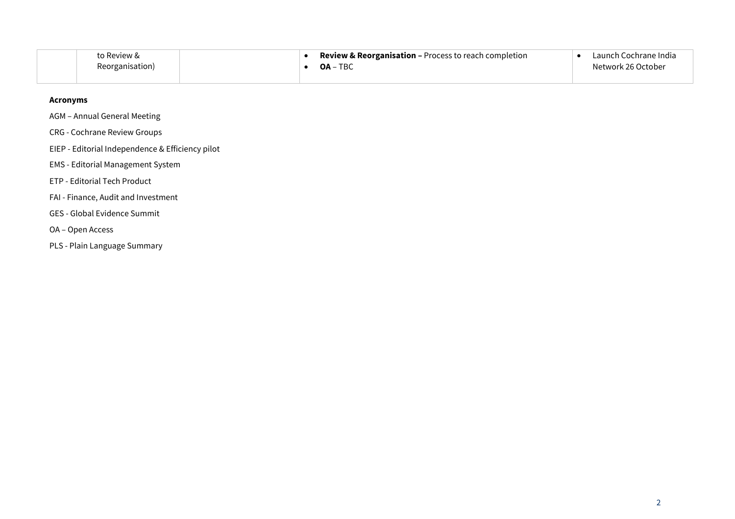| | | | | |
|---|---|---|---|---|
| | to Review & Reorganisation) | | • **Review & Reorganisation –** Process to reach completion<br>• **OA** – TBC | • Launch Cochrane India Network 26 October |

**Acronyms**

AGM – Annual General Meeting

CRG - Cochrane Review Groups

EIEP - Editorial Independence & Efficiency pilot

EMS - Editorial Management System

ETP - Editorial Tech Product

FAI - Finance, Audit and Investment

GES - Global Evidence Summit

OA – Open Access

PLS - Plain Language Summary